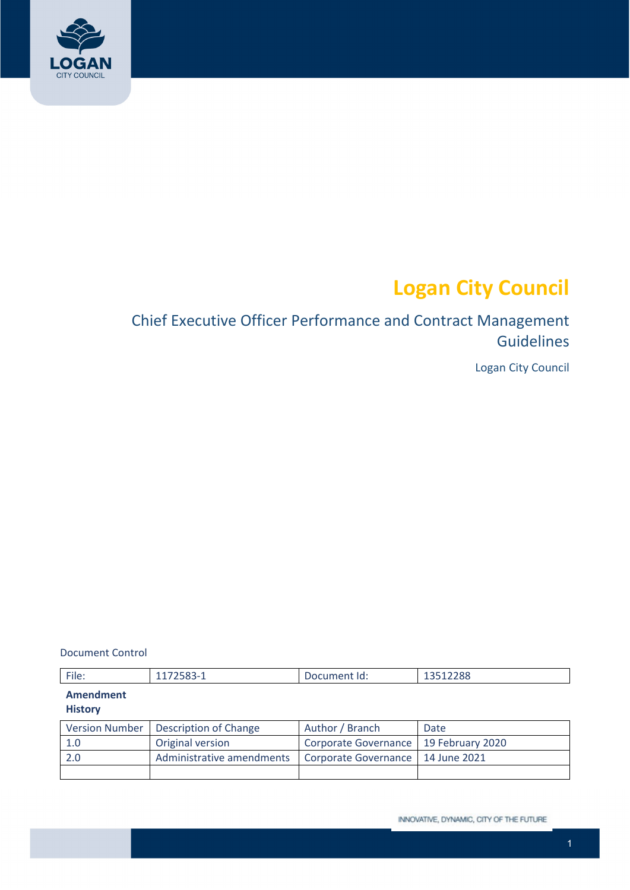# Logan City Council

## Chief Executive Officer Performance and Contract Management Guidelines

Logan City Council

Document Control

| File: | 1172583-1 | Document Id: | 13512288 |
|---|---|---|---|

**Amendment History**

| Version Number | Description of Change | Author / Branch | Date |
|---|---|---|---|
| 1.0 | Original version | Corporate Governance | 19 February 2020 |
| 2.0 | Administrative amendments | Corporate Governance | 14 June 2021 |
| | | | |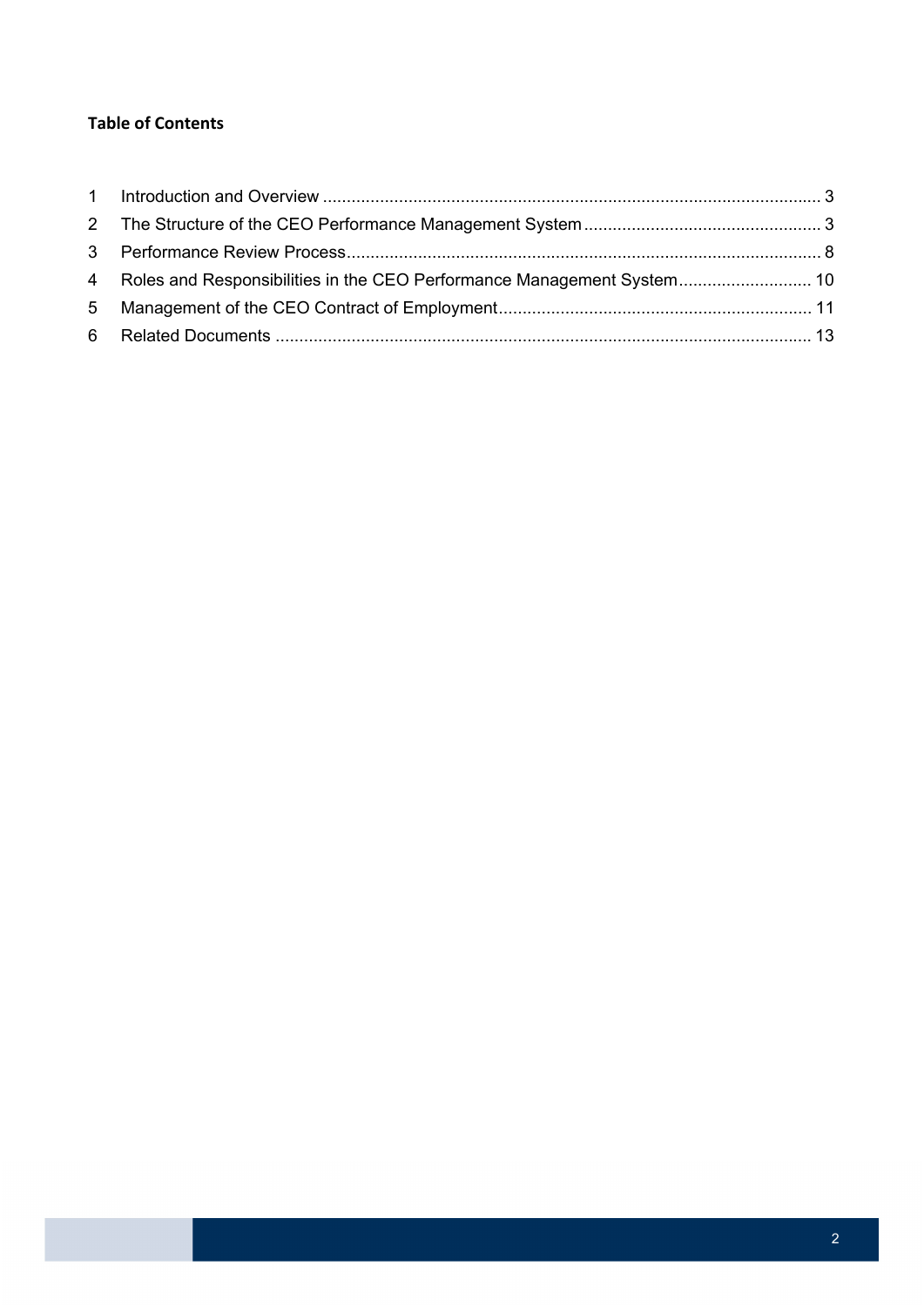**Table of Contents**

1 Introduction and Overview ........................................................................................................ 3
2 The Structure of the CEO Performance Management System .................................................. 3
3 Performance Review Process.................................................................................................... 8
4 Roles and Responsibilities in the CEO Performance Management System............................ 10
5 Management of the CEO Contract of Employment.................................................................. 11
6 Related Documents ................................................................................................................ 13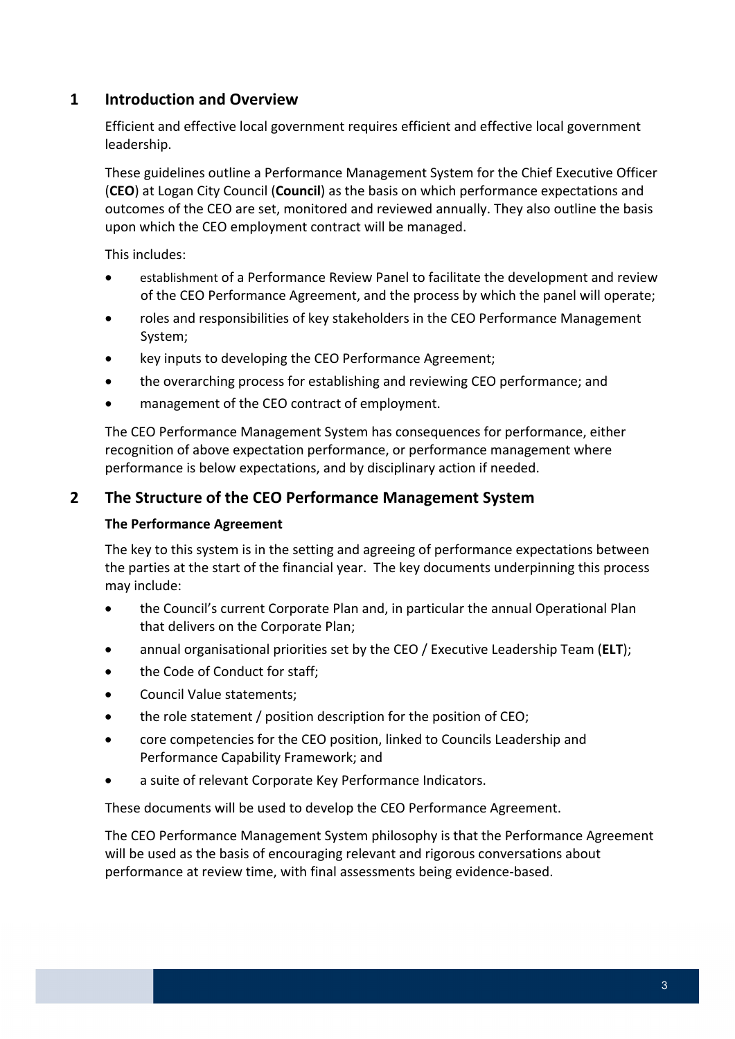## 1 Introduction and Overview

Efficient and effective local government requires efficient and effective local government leadership.

These guidelines outline a Performance Management System for the Chief Executive Officer (**CEO**) at Logan City Council (**Council**) as the basis on which performance expectations and outcomes of the CEO are set, monitored and reviewed annually. They also outline the basis upon which the CEO employment contract will be managed.

This includes:

- establishment of a Performance Review Panel to facilitate the development and review of the CEO Performance Agreement, and the process by which the panel will operate;
- roles and responsibilities of key stakeholders in the CEO Performance Management System;
- key inputs to developing the CEO Performance Agreement;
- the overarching process for establishing and reviewing CEO performance; and
- management of the CEO contract of employment.

The CEO Performance Management System has consequences for performance, either recognition of above expectation performance, or performance management where performance is below expectations, and by disciplinary action if needed.

## 2 The Structure of the CEO Performance Management System

### The Performance Agreement

The key to this system is in the setting and agreeing of performance expectations between the parties at the start of the financial year. The key documents underpinning this process may include:

- the Council's current Corporate Plan and, in particular the annual Operational Plan that delivers on the Corporate Plan;
- annual organisational priorities set by the CEO / Executive Leadership Team (**ELT**);
- the Code of Conduct for staff;
- Council Value statements;
- the role statement / position description for the position of CEO;
- core competencies for the CEO position, linked to Councils Leadership and Performance Capability Framework; and
- a suite of relevant Corporate Key Performance Indicators.

These documents will be used to develop the CEO Performance Agreement.

The CEO Performance Management System philosophy is that the Performance Agreement will be used as the basis of encouraging relevant and rigorous conversations about performance at review time, with final assessments being evidence-based.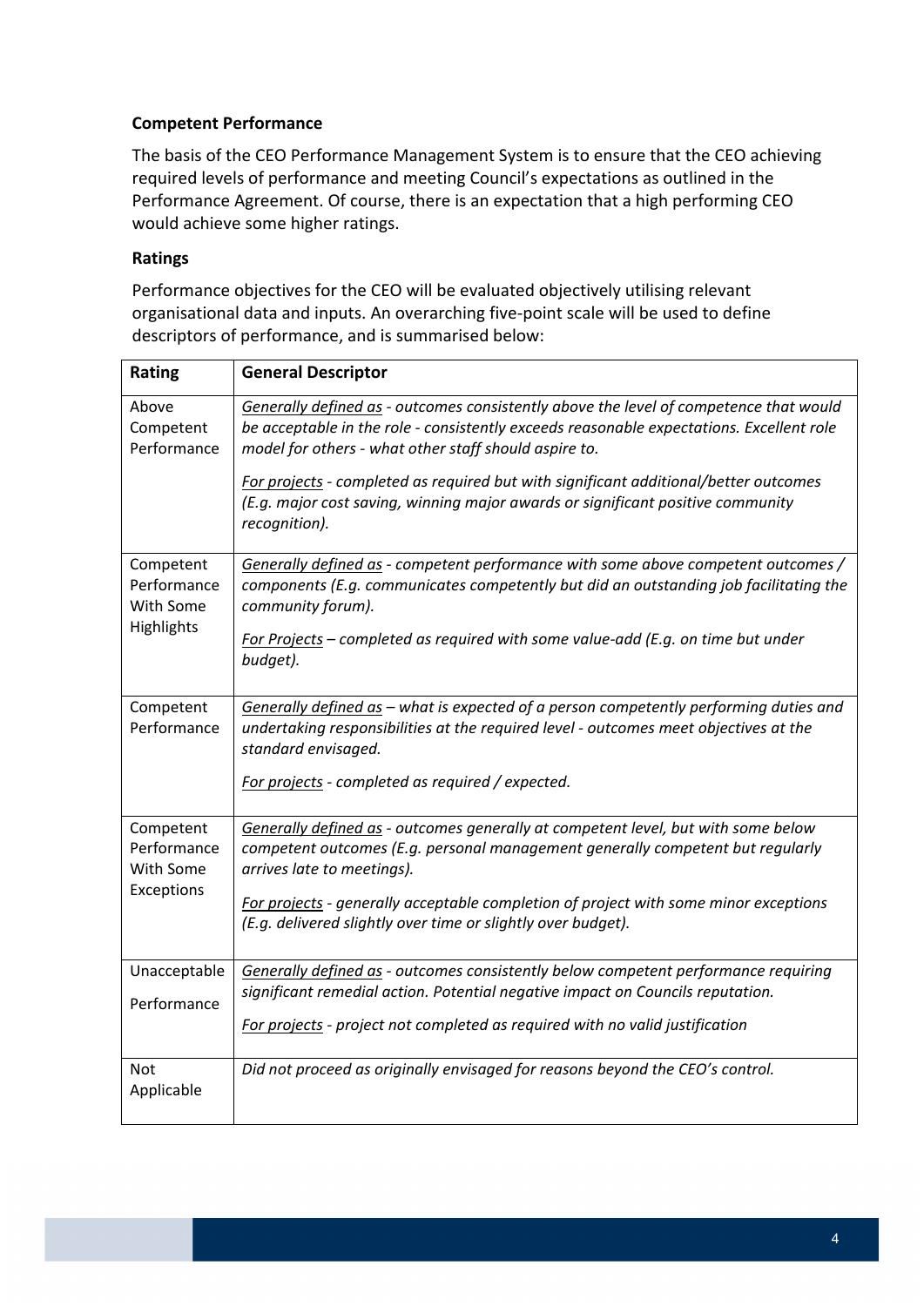### Competent Performance

The basis of the CEO Performance Management System is to ensure that the CEO achieving required levels of performance and meeting Council's expectations as outlined in the Performance Agreement. Of course, there is an expectation that a high performing CEO would achieve some higher ratings.

### Ratings

Performance objectives for the CEO will be evaluated objectively utilising relevant organisational data and inputs. An overarching five-point scale will be used to define descriptors of performance, and is summarised below:

| Rating | General Descriptor |
|---|---|
| Above Competent Performance | *Generally defined as - outcomes consistently above the level of competence that would be acceptable in the role - consistently exceeds reasonable expectations. Excellent role model for others - what other staff should aspire to.*<br><br>*For projects - completed as required but with significant additional/better outcomes (E.g. major cost saving, winning major awards or significant positive community recognition).* |
| Competent Performance With Some Highlights | *Generally defined as - competent performance with some above competent outcomes / components (E.g. communicates competently but did an outstanding job facilitating the community forum).*<br><br>*For Projects – completed as required with some value-add (E.g. on time but under budget).* |
| Competent Performance | *Generally defined as – what is expected of a person competently performing duties and undertaking responsibilities at the required level - outcomes meet objectives at the standard envisaged.*<br><br>*For projects - completed as required / expected.* |
| Competent Performance With Some Exceptions | *Generally defined as - outcomes generally at competent level, but with some below competent outcomes (E.g. personal management generally competent but regularly arrives late to meetings).*<br><br>*For projects - generally acceptable completion of project with some minor exceptions (E.g. delivered slightly over time or slightly over budget).* |
| Unacceptable Performance | *Generally defined as - outcomes consistently below competent performance requiring significant remedial action. Potential negative impact on Councils reputation.*<br><br>*For projects - project not completed as required with no valid justification* |
| Not Applicable | *Did not proceed as originally envisaged for reasons beyond the CEO's control.* |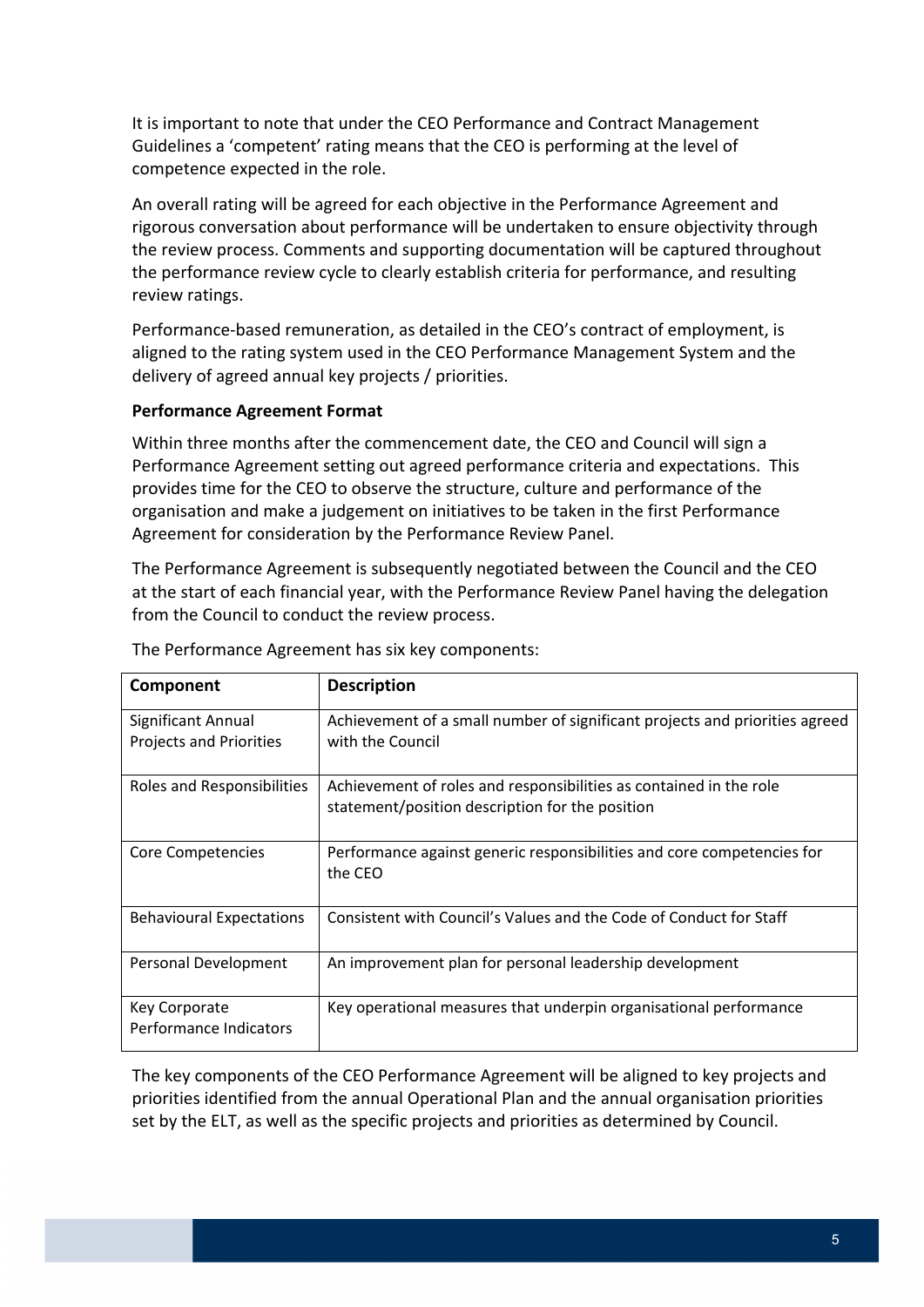It is important to note that under the CEO Performance and Contract Management Guidelines a 'competent' rating means that the CEO is performing at the level of competence expected in the role.

An overall rating will be agreed for each objective in the Performance Agreement and rigorous conversation about performance will be undertaken to ensure objectivity through the review process. Comments and supporting documentation will be captured throughout the performance review cycle to clearly establish criteria for performance, and resulting review ratings.

Performance-based remuneration, as detailed in the CEO's contract of employment, is aligned to the rating system used in the CEO Performance Management System and the delivery of agreed annual key projects / priorities.

**Performance Agreement Format**

Within three months after the commencement date, the CEO and Council will sign a Performance Agreement setting out agreed performance criteria and expectations. This provides time for the CEO to observe the structure, culture and performance of the organisation and make a judgement on initiatives to be taken in the first Performance Agreement for consideration by the Performance Review Panel.

The Performance Agreement is subsequently negotiated between the Council and the CEO at the start of each financial year, with the Performance Review Panel having the delegation from the Council to conduct the review process.

The Performance Agreement has six key components:

| Component | Description |
| --- | --- |
| Significant Annual Projects and Priorities | Achievement of a small number of significant projects and priorities agreed with the Council |
| Roles and Responsibilities | Achievement of roles and responsibilities as contained in the role statement/position description for the position |
| Core Competencies | Performance against generic responsibilities and core competencies for the CEO |
| Behavioural Expectations | Consistent with Council's Values and the Code of Conduct for Staff |
| Personal Development | An improvement plan for personal leadership development |
| Key Corporate Performance Indicators | Key operational measures that underpin organisational performance |

The key components of the CEO Performance Agreement will be aligned to key projects and priorities identified from the annual Operational Plan and the annual organisation priorities set by the ELT, as well as the specific projects and priorities as determined by Council.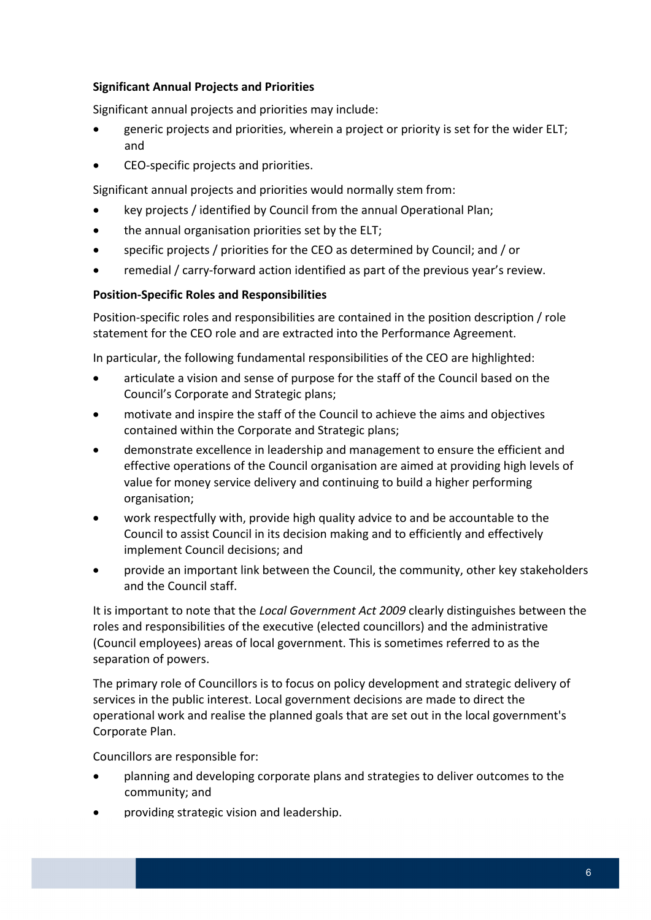**Significant Annual Projects and Priorities**

Significant annual projects and priorities may include:

- generic projects and priorities, wherein a project or priority is set for the wider ELT; and
- CEO-specific projects and priorities.

Significant annual projects and priorities would normally stem from:

- key projects / identified by Council from the annual Operational Plan;
- the annual organisation priorities set by the ELT;
- specific projects / priorities for the CEO as determined by Council; and / or
- remedial / carry-forward action identified as part of the previous year's review.

**Position-Specific Roles and Responsibilities**

Position-specific roles and responsibilities are contained in the position description / role statement for the CEO role and are extracted into the Performance Agreement.

In particular, the following fundamental responsibilities of the CEO are highlighted:

- articulate a vision and sense of purpose for the staff of the Council based on the Council's Corporate and Strategic plans;
- motivate and inspire the staff of the Council to achieve the aims and objectives contained within the Corporate and Strategic plans;
- demonstrate excellence in leadership and management to ensure the efficient and effective operations of the Council organisation are aimed at providing high levels of value for money service delivery and continuing to build a higher performing organisation;
- work respectfully with, provide high quality advice to and be accountable to the Council to assist Council in its decision making and to efficiently and effectively implement Council decisions; and
- provide an important link between the Council, the community, other key stakeholders and the Council staff.

It is important to note that the *Local Government Act 2009* clearly distinguishes between the roles and responsibilities of the executive (elected councillors) and the administrative (Council employees) areas of local government. This is sometimes referred to as the separation of powers.

The primary role of Councillors is to focus on policy development and strategic delivery of services in the public interest. Local government decisions are made to direct the operational work and realise the planned goals that are set out in the local government's Corporate Plan.

Councillors are responsible for:

- planning and developing corporate plans and strategies to deliver outcomes to the community; and
- providing strategic vision and leadership.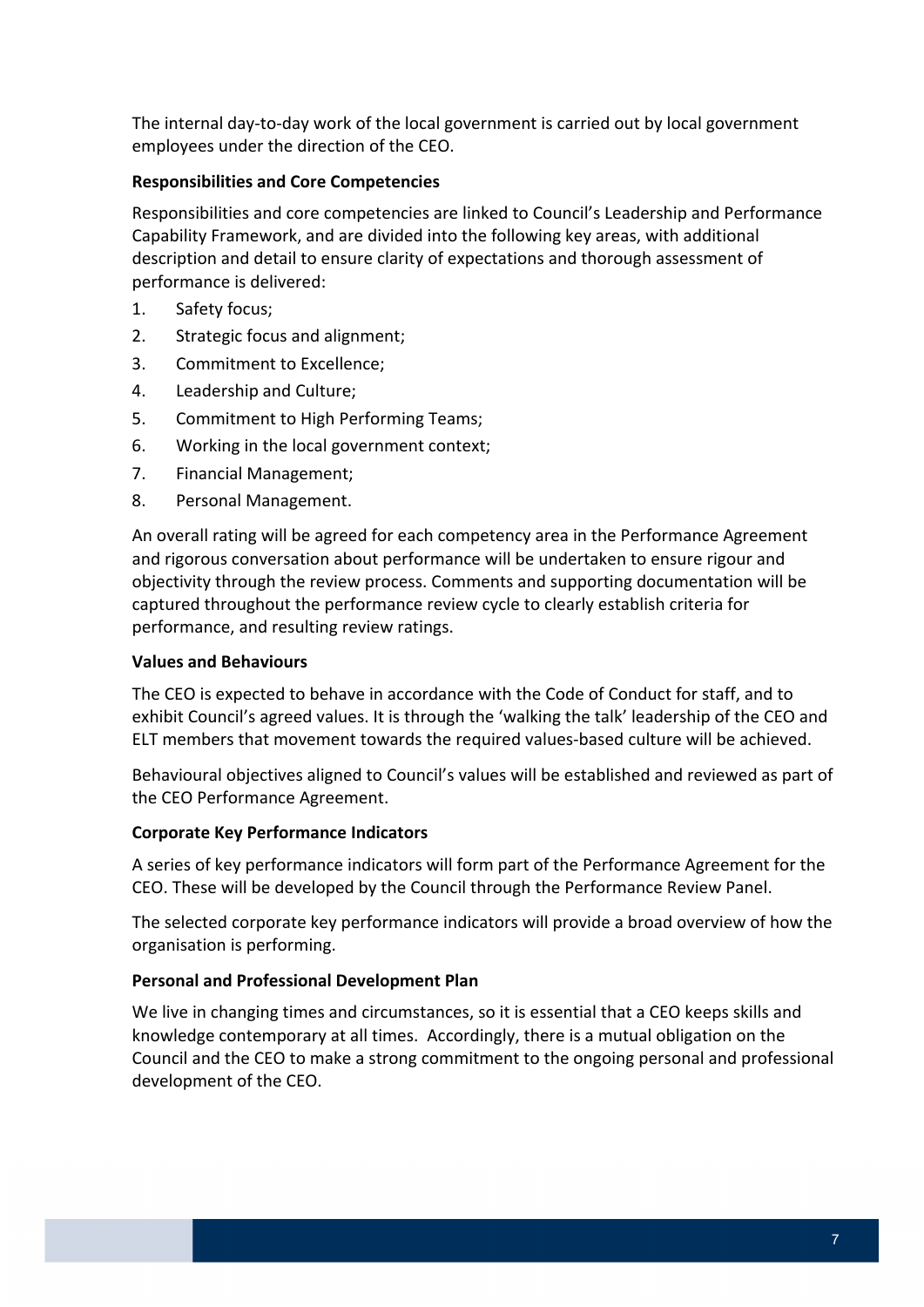The internal day-to-day work of the local government is carried out by local government employees under the direction of the CEO.

**Responsibilities and Core Competencies**

Responsibilities and core competencies are linked to Council's Leadership and Performance Capability Framework, and are divided into the following key areas, with additional description and detail to ensure clarity of expectations and thorough assessment of performance is delivered:

1. Safety focus;
2. Strategic focus and alignment;
3. Commitment to Excellence;
4. Leadership and Culture;
5. Commitment to High Performing Teams;
6. Working in the local government context;
7. Financial Management;
8. Personal Management.

An overall rating will be agreed for each competency area in the Performance Agreement and rigorous conversation about performance will be undertaken to ensure rigour and objectivity through the review process. Comments and supporting documentation will be captured throughout the performance review cycle to clearly establish criteria for performance, and resulting review ratings.

**Values and Behaviours**

The CEO is expected to behave in accordance with the Code of Conduct for staff, and to exhibit Council's agreed values. It is through the 'walking the talk' leadership of the CEO and ELT members that movement towards the required values-based culture will be achieved.

Behavioural objectives aligned to Council's values will be established and reviewed as part of the CEO Performance Agreement.

**Corporate Key Performance Indicators**

A series of key performance indicators will form part of the Performance Agreement for the CEO. These will be developed by the Council through the Performance Review Panel.

The selected corporate key performance indicators will provide a broad overview of how the organisation is performing.

**Personal and Professional Development Plan**

We live in changing times and circumstances, so it is essential that a CEO keeps skills and knowledge contemporary at all times. Accordingly, there is a mutual obligation on the Council and the CEO to make a strong commitment to the ongoing personal and professional development of the CEO.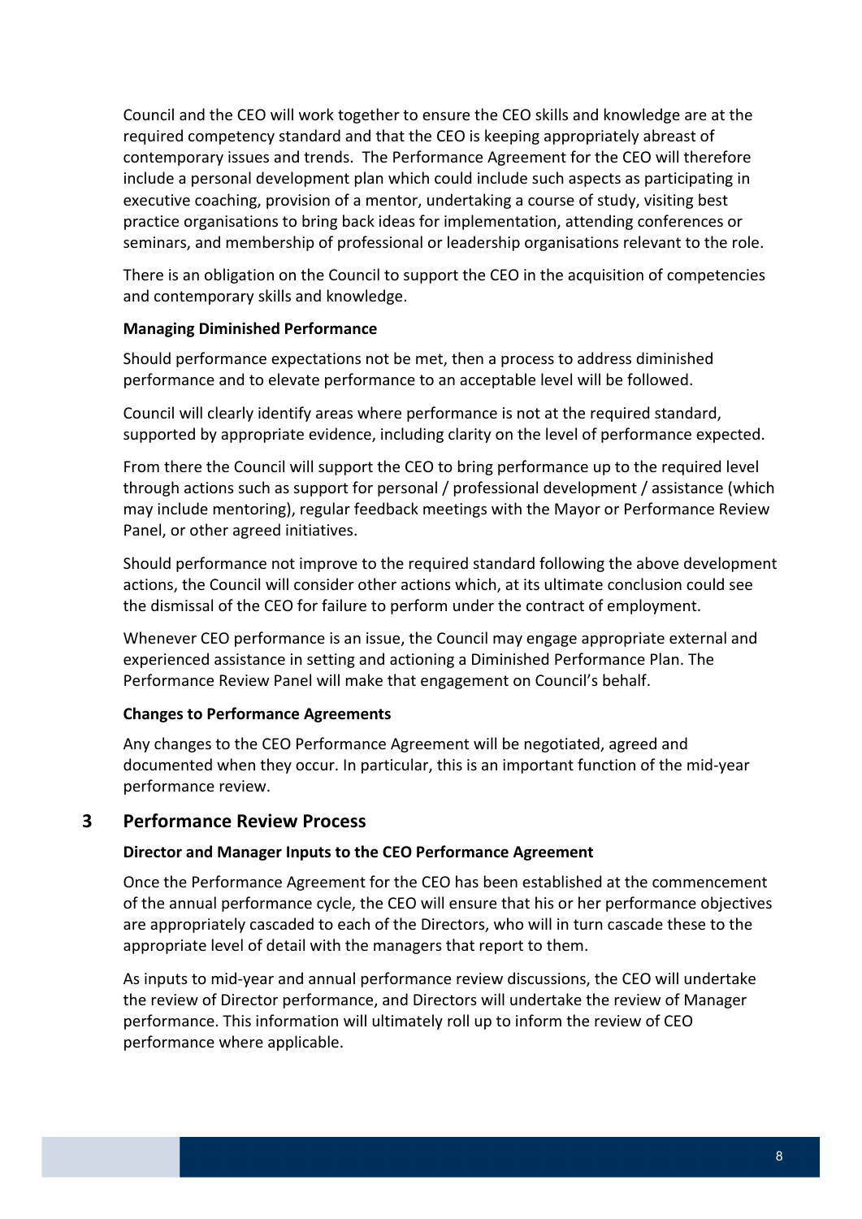Council and the CEO will work together to ensure the CEO skills and knowledge are at the required competency standard and that the CEO is keeping appropriately abreast of contemporary issues and trends. The Performance Agreement for the CEO will therefore include a personal development plan which could include such aspects as participating in executive coaching, provision of a mentor, undertaking a course of study, visiting best practice organisations to bring back ideas for implementation, attending conferences or seminars, and membership of professional or leadership organisations relevant to the role.

There is an obligation on the Council to support the CEO in the acquisition of competencies and contemporary skills and knowledge.

**Managing Diminished Performance**

Should performance expectations not be met, then a process to address diminished performance and to elevate performance to an acceptable level will be followed.

Council will clearly identify areas where performance is not at the required standard, supported by appropriate evidence, including clarity on the level of performance expected.

From there the Council will support the CEO to bring performance up to the required level through actions such as support for personal / professional development / assistance (which may include mentoring), regular feedback meetings with the Mayor or Performance Review Panel, or other agreed initiatives.

Should performance not improve to the required standard following the above development actions, the Council will consider other actions which, at its ultimate conclusion could see the dismissal of the CEO for failure to perform under the contract of employment.

Whenever CEO performance is an issue, the Council may engage appropriate external and experienced assistance in setting and actioning a Diminished Performance Plan. The Performance Review Panel will make that engagement on Council's behalf.

**Changes to Performance Agreements**

Any changes to the CEO Performance Agreement will be negotiated, agreed and documented when they occur. In particular, this is an important function of the mid-year performance review.

## 3 Performance Review Process

**Director and Manager Inputs to the CEO Performance Agreement**

Once the Performance Agreement for the CEO has been established at the commencement of the annual performance cycle, the CEO will ensure that his or her performance objectives are appropriately cascaded to each of the Directors, who will in turn cascade these to the appropriate level of detail with the managers that report to them.

As inputs to mid-year and annual performance review discussions, the CEO will undertake the review of Director performance, and Directors will undertake the review of Manager performance. This information will ultimately roll up to inform the review of CEO performance where applicable.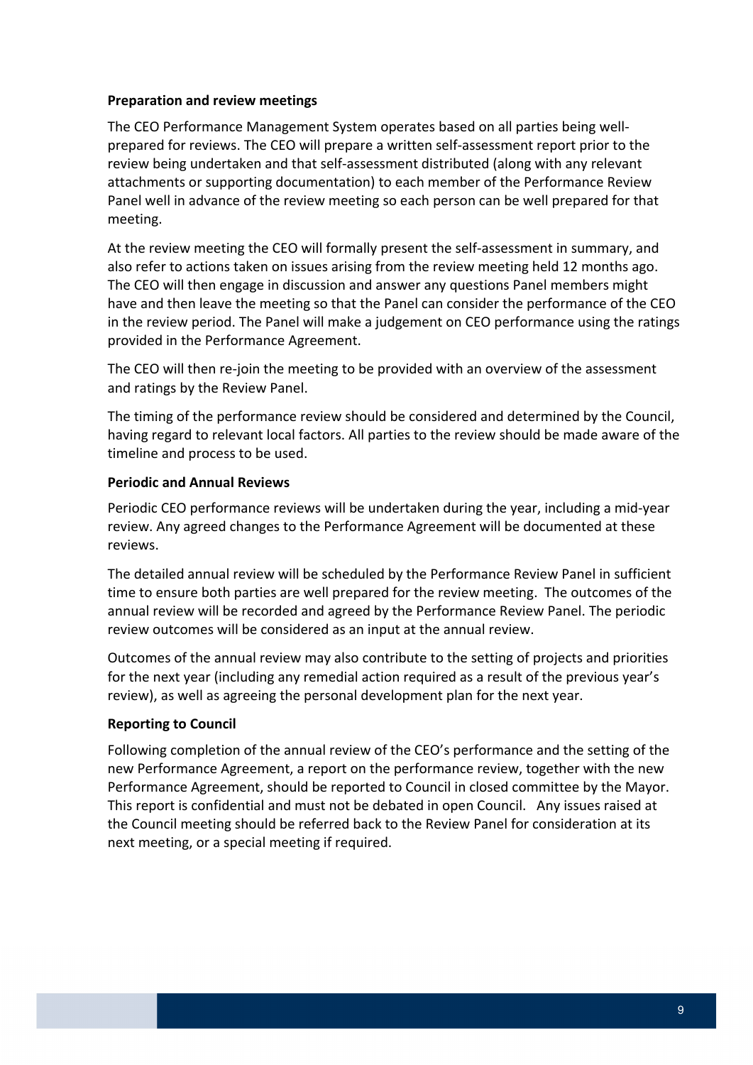**Preparation and review meetings**

The CEO Performance Management System operates based on all parties being well-prepared for reviews. The CEO will prepare a written self-assessment report prior to the review being undertaken and that self-assessment distributed (along with any relevant attachments or supporting documentation) to each member of the Performance Review Panel well in advance of the review meeting so each person can be well prepared for that meeting.

At the review meeting the CEO will formally present the self-assessment in summary, and also refer to actions taken on issues arising from the review meeting held 12 months ago. The CEO will then engage in discussion and answer any questions Panel members might have and then leave the meeting so that the Panel can consider the performance of the CEO in the review period. The Panel will make a judgement on CEO performance using the ratings provided in the Performance Agreement.

The CEO will then re-join the meeting to be provided with an overview of the assessment and ratings by the Review Panel.

The timing of the performance review should be considered and determined by the Council, having regard to relevant local factors. All parties to the review should be made aware of the timeline and process to be used.

**Periodic and Annual Reviews**

Periodic CEO performance reviews will be undertaken during the year, including a mid-year review. Any agreed changes to the Performance Agreement will be documented at these reviews.

The detailed annual review will be scheduled by the Performance Review Panel in sufficient time to ensure both parties are well prepared for the review meeting. The outcomes of the annual review will be recorded and agreed by the Performance Review Panel. The periodic review outcomes will be considered as an input at the annual review.

Outcomes of the annual review may also contribute to the setting of projects and priorities for the next year (including any remedial action required as a result of the previous year's review), as well as agreeing the personal development plan for the next year.

**Reporting to Council**

Following completion of the annual review of the CEO's performance and the setting of the new Performance Agreement, a report on the performance review, together with the new Performance Agreement, should be reported to Council in closed committee by the Mayor. This report is confidential and must not be debated in open Council. Any issues raised at the Council meeting should be referred back to the Review Panel for consideration at its next meeting, or a special meeting if required.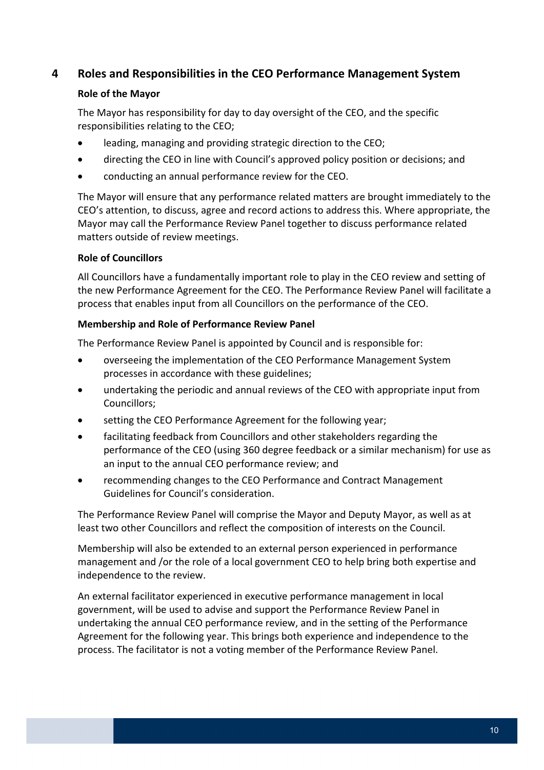## 4 Roles and Responsibilities in the CEO Performance Management System

**Role of the Mayor**

The Mayor has responsibility for day to day oversight of the CEO, and the specific responsibilities relating to the CEO;

- leading, managing and providing strategic direction to the CEO;
- directing the CEO in line with Council's approved policy position or decisions; and
- conducting an annual performance review for the CEO.

The Mayor will ensure that any performance related matters are brought immediately to the CEO's attention, to discuss, agree and record actions to address this. Where appropriate, the Mayor may call the Performance Review Panel together to discuss performance related matters outside of review meetings.

**Role of Councillors**

All Councillors have a fundamentally important role to play in the CEO review and setting of the new Performance Agreement for the CEO. The Performance Review Panel will facilitate a process that enables input from all Councillors on the performance of the CEO.

**Membership and Role of Performance Review Panel**

The Performance Review Panel is appointed by Council and is responsible for:

- overseeing the implementation of the CEO Performance Management System processes in accordance with these guidelines;
- undertaking the periodic and annual reviews of the CEO with appropriate input from Councillors;
- setting the CEO Performance Agreement for the following year;
- facilitating feedback from Councillors and other stakeholders regarding the performance of the CEO (using 360 degree feedback or a similar mechanism) for use as an input to the annual CEO performance review; and
- recommending changes to the CEO Performance and Contract Management Guidelines for Council's consideration.

The Performance Review Panel will comprise the Mayor and Deputy Mayor, as well as at least two other Councillors and reflect the composition of interests on the Council.

Membership will also be extended to an external person experienced in performance management and /or the role of a local government CEO to help bring both expertise and independence to the review.

An external facilitator experienced in executive performance management in local government, will be used to advise and support the Performance Review Panel in undertaking the annual CEO performance review, and in the setting of the Performance Agreement for the following year. This brings both experience and independence to the process. The facilitator is not a voting member of the Performance Review Panel.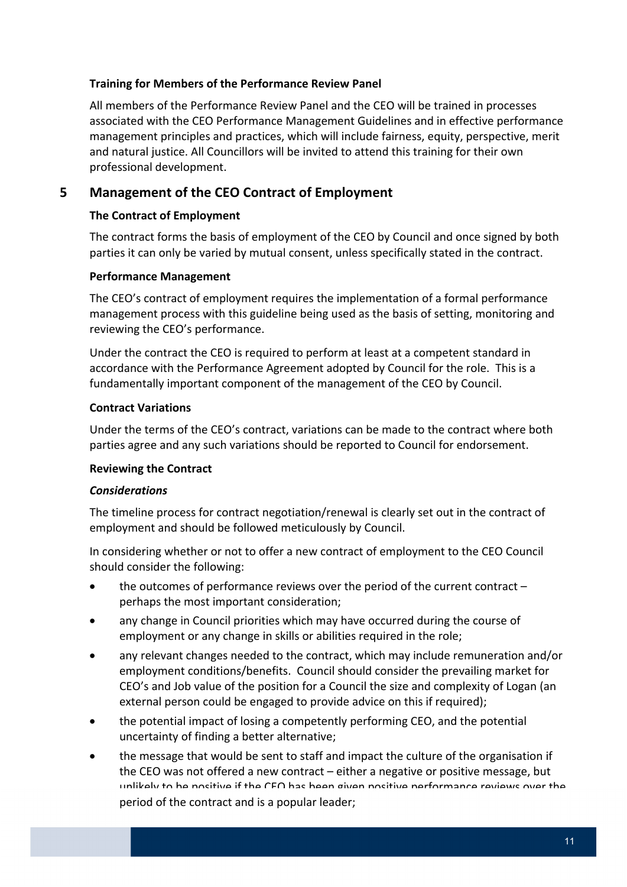### Training for Members of the Performance Review Panel

All members of the Performance Review Panel and the CEO will be trained in processes associated with the CEO Performance Management Guidelines and in effective performance management principles and practices, which will include fairness, equity, perspective, merit and natural justice. All Councillors will be invited to attend this training for their own professional development.

## 5 Management of the CEO Contract of Employment

### The Contract of Employment

The contract forms the basis of employment of the CEO by Council and once signed by both parties it can only be varied by mutual consent, unless specifically stated in the contract.

### Performance Management

The CEO's contract of employment requires the implementation of a formal performance management process with this guideline being used as the basis of setting, monitoring and reviewing the CEO's performance.

Under the contract the CEO is required to perform at least at a competent standard in accordance with the Performance Agreement adopted by Council for the role. This is a fundamentally important component of the management of the CEO by Council.

### Contract Variations

Under the terms of the CEO's contract, variations can be made to the contract where both parties agree and any such variations should be reported to Council for endorsement.

### Reviewing the Contract

#### *Considerations*

The timeline process for contract negotiation/renewal is clearly set out in the contract of employment and should be followed meticulously by Council.

In considering whether or not to offer a new contract of employment to the CEO Council should consider the following:

- the outcomes of performance reviews over the period of the current contract – perhaps the most important consideration;
- any change in Council priorities which may have occurred during the course of employment or any change in skills or abilities required in the role;
- any relevant changes needed to the contract, which may include remuneration and/or employment conditions/benefits. Council should consider the prevailing market for CEO's and Job value of the position for a Council the size and complexity of Logan (an external person could be engaged to provide advice on this if required);
- the potential impact of losing a competently performing CEO, and the potential uncertainty of finding a better alternative;
- the message that would be sent to staff and impact the culture of the organisation if the CEO was not offered a new contract – either a negative or positive message, but unlikely to be positive if the CEO has been given positive performance reviews over the period of the contract and is a popular leader;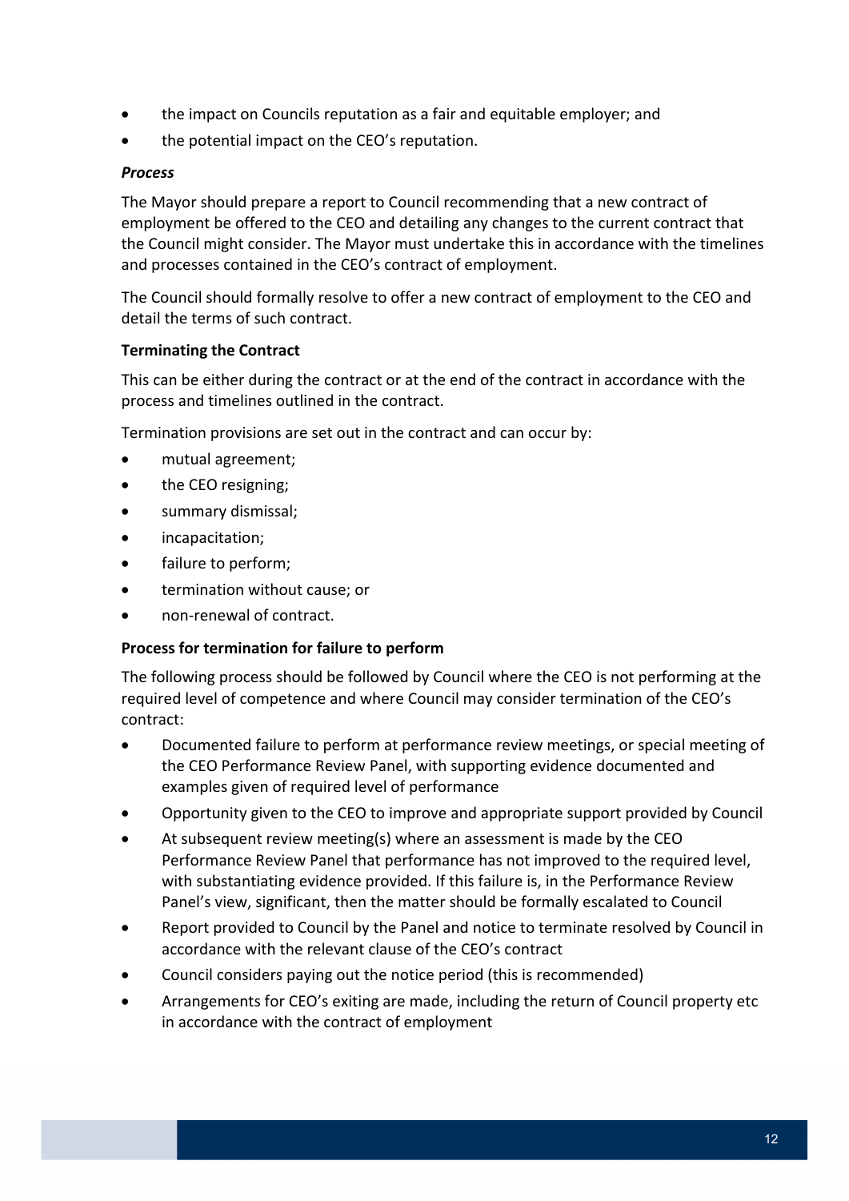- the impact on Councils reputation as a fair and equitable employer; and
- the potential impact on the CEO's reputation.

***Process***

The Mayor should prepare a report to Council recommending that a new contract of employment be offered to the CEO and detailing any changes to the current contract that the Council might consider. The Mayor must undertake this in accordance with the timelines and processes contained in the CEO's contract of employment.

The Council should formally resolve to offer a new contract of employment to the CEO and detail the terms of such contract.

**Terminating the Contract**

This can be either during the contract or at the end of the contract in accordance with the process and timelines outlined in the contract.

Termination provisions are set out in the contract and can occur by:

- mutual agreement;
- the CEO resigning;
- summary dismissal;
- incapacitation;
- failure to perform;
- termination without cause; or
- non-renewal of contract.

**Process for termination for failure to perform**

The following process should be followed by Council where the CEO is not performing at the required level of competence and where Council may consider termination of the CEO's contract:

- Documented failure to perform at performance review meetings, or special meeting of the CEO Performance Review Panel, with supporting evidence documented and examples given of required level of performance
- Opportunity given to the CEO to improve and appropriate support provided by Council
- At subsequent review meeting(s) where an assessment is made by the CEO Performance Review Panel that performance has not improved to the required level, with substantiating evidence provided. If this failure is, in the Performance Review Panel's view, significant, then the matter should be formally escalated to Council
- Report provided to Council by the Panel and notice to terminate resolved by Council in accordance with the relevant clause of the CEO's contract
- Council considers paying out the notice period (this is recommended)
- Arrangements for CEO's exiting are made, including the return of Council property etc in accordance with the contract of employment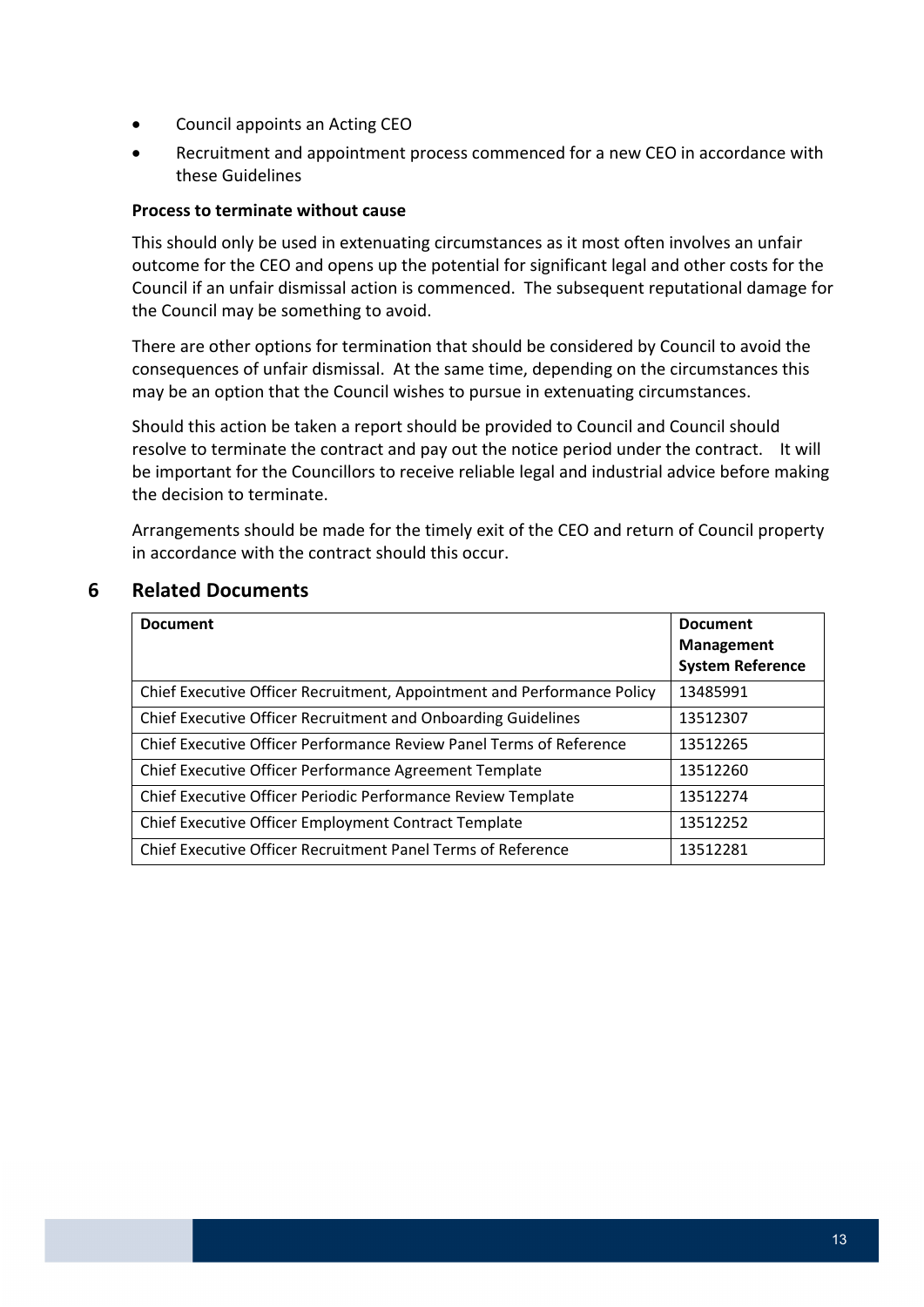- Council appoints an Acting CEO
- Recruitment and appointment process commenced for a new CEO in accordance with these Guidelines

**Process to terminate without cause**

This should only be used in extenuating circumstances as it most often involves an unfair outcome for the CEO and opens up the potential for significant legal and other costs for the Council if an unfair dismissal action is commenced. The subsequent reputational damage for the Council may be something to avoid.

There are other options for termination that should be considered by Council to avoid the consequences of unfair dismissal. At the same time, depending on the circumstances this may be an option that the Council wishes to pursue in extenuating circumstances.

Should this action be taken a report should be provided to Council and Council should resolve to terminate the contract and pay out the notice period under the contract. It will be important for the Councillors to receive reliable legal and industrial advice before making the decision to terminate.

Arrangements should be made for the timely exit of the CEO and return of Council property in accordance with the contract should this occur.

## 6 Related Documents

| Document | Document Management System Reference |
|---|---|
| Chief Executive Officer Recruitment, Appointment and Performance Policy | 13485991 |
| Chief Executive Officer Recruitment and Onboarding Guidelines | 13512307 |
| Chief Executive Officer Performance Review Panel Terms of Reference | 13512265 |
| Chief Executive Officer Performance Agreement Template | 13512260 |
| Chief Executive Officer Periodic Performance Review Template | 13512274 |
| Chief Executive Officer Employment Contract Template | 13512252 |
| Chief Executive Officer Recruitment Panel Terms of Reference | 13512281 |